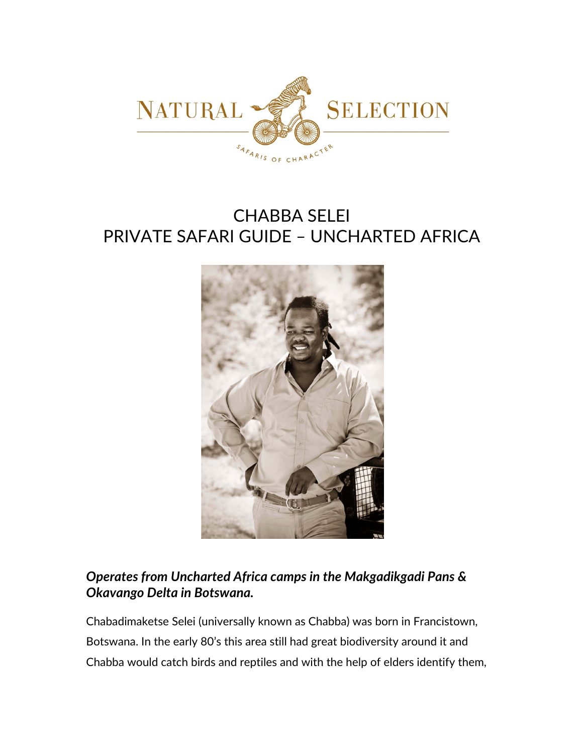NATURAL SELECTION

SAFARIS OF CHARACTER

# CHABBA SELEI
# PRIVATE SAFARI GUIDE – UNCHARTED AFRICA

***Operates from Uncharted Africa camps in the Makgadikgadi Pans & Okavango Delta in Botswana.***

Chabadimaketse Selei (universally known as Chabba) was born in Francistown, Botswana. In the early 80's this area still had great biodiversity around it and Chabba would catch birds and reptiles and with the help of elders identify them,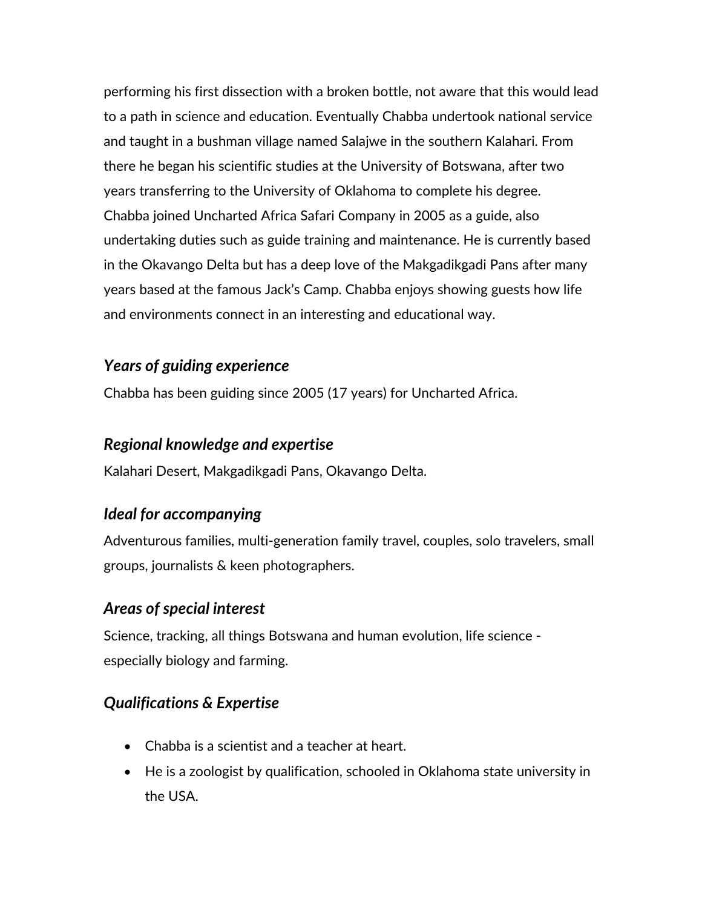performing his first dissection with a broken bottle, not aware that this would lead to a path in science and education. Eventually Chabba undertook national service and taught in a bushman village named Salajwe in the southern Kalahari. From there he began his scientific studies at the University of Botswana, after two years transferring to the University of Oklahoma to complete his degree. Chabba joined Uncharted Africa Safari Company in 2005 as a guide, also undertaking duties such as guide training and maintenance. He is currently based in the Okavango Delta but has a deep love of the Makgadikgadi Pans after many years based at the famous Jack's Camp. Chabba enjoys showing guests how life and environments connect in an interesting and educational way.

### *Years of guiding experience*

Chabba has been guiding since 2005 (17 years) for Uncharted Africa.

### *Regional knowledge and expertise*

Kalahari Desert, Makgadikgadi Pans, Okavango Delta.

### *Ideal for accompanying*

Adventurous families, multi-generation family travel, couples, solo travelers, small groups, journalists & keen photographers.

### *Areas of special interest*

Science, tracking, all things Botswana and human evolution, life science - especially biology and farming.

### *Qualifications & Expertise*

- Chabba is a scientist and a teacher at heart.
- He is a zoologist by qualification, schooled in Oklahoma state university in the USA.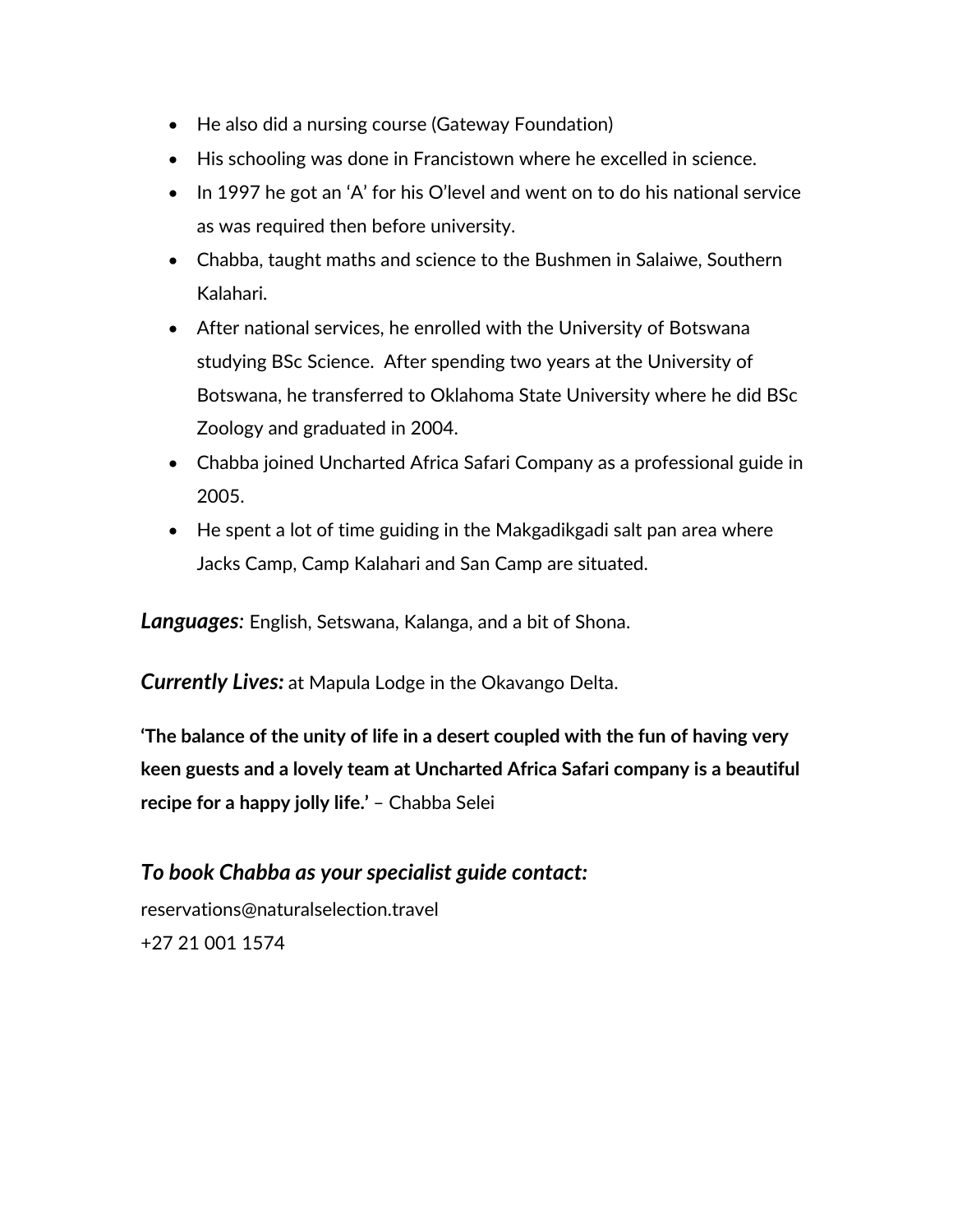- He also did a nursing course (Gateway Foundation)
- His schooling was done in Francistown where he excelled in science.
- In 1997 he got an 'A' for his O'level and went on to do his national service as was required then before university.
- Chabba, taught maths and science to the Bushmen in Salaiwe, Southern Kalahari.
- After national services, he enrolled with the University of Botswana studying BSc Science. After spending two years at the University of Botswana, he transferred to Oklahoma State University where he did BSc Zoology and graduated in 2004.
- Chabba joined Uncharted Africa Safari Company as a professional guide in 2005.
- He spent a lot of time guiding in the Makgadikgadi salt pan area where Jacks Camp, Camp Kalahari and San Camp are situated.

***Languages:*** English, Setswana, Kalanga, and a bit of Shona.

***Currently Lives:*** at Mapula Lodge in the Okavango Delta.

**'The balance of the unity of life in a desert coupled with the fun of having very keen guests and a lovely team at Uncharted Africa Safari company is a beautiful recipe for a happy jolly life.'** – Chabba Selei

### *To book Chabba as your specialist guide contact:*

reservations@naturalselection.travel
+27 21 001 1574